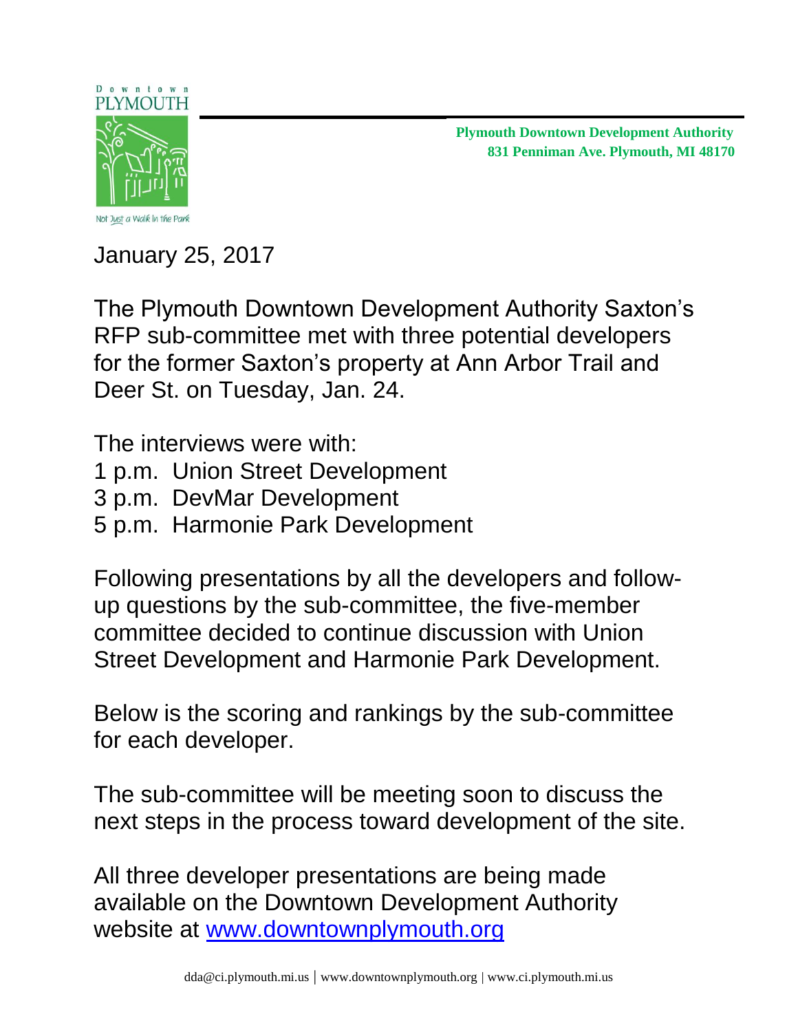Downtown PLYMOUTH

Not Just a Walk In the Park

**Plymouth Downtown Development Authority**
**831 Penniman Ave. Plymouth, MI 48170**

January 25, 2017

The Plymouth Downtown Development Authority Saxton's RFP sub-committee met with three potential developers for the former Saxton's property at Ann Arbor Trail and Deer St. on Tuesday, Jan. 24.

The interviews were with:
1 p.m. Union Street Development
3 p.m. DevMar Development
5 p.m. Harmonie Park Development

Following presentations by all the developers and follow-up questions by the sub-committee, the five-member committee decided to continue discussion with Union Street Development and Harmonie Park Development.

Below is the scoring and rankings by the sub-committee for each developer.

The sub-committee will be meeting soon to discuss the next steps in the process toward development of the site.

All three developer presentations are being made available on the Downtown Development Authority website at [www.downtownplymouth.org](http://www.downtownplymouth.org)

dda@ci.plymouth.mi.us | www.downtownplymouth.org | www.ci.plymouth.mi.us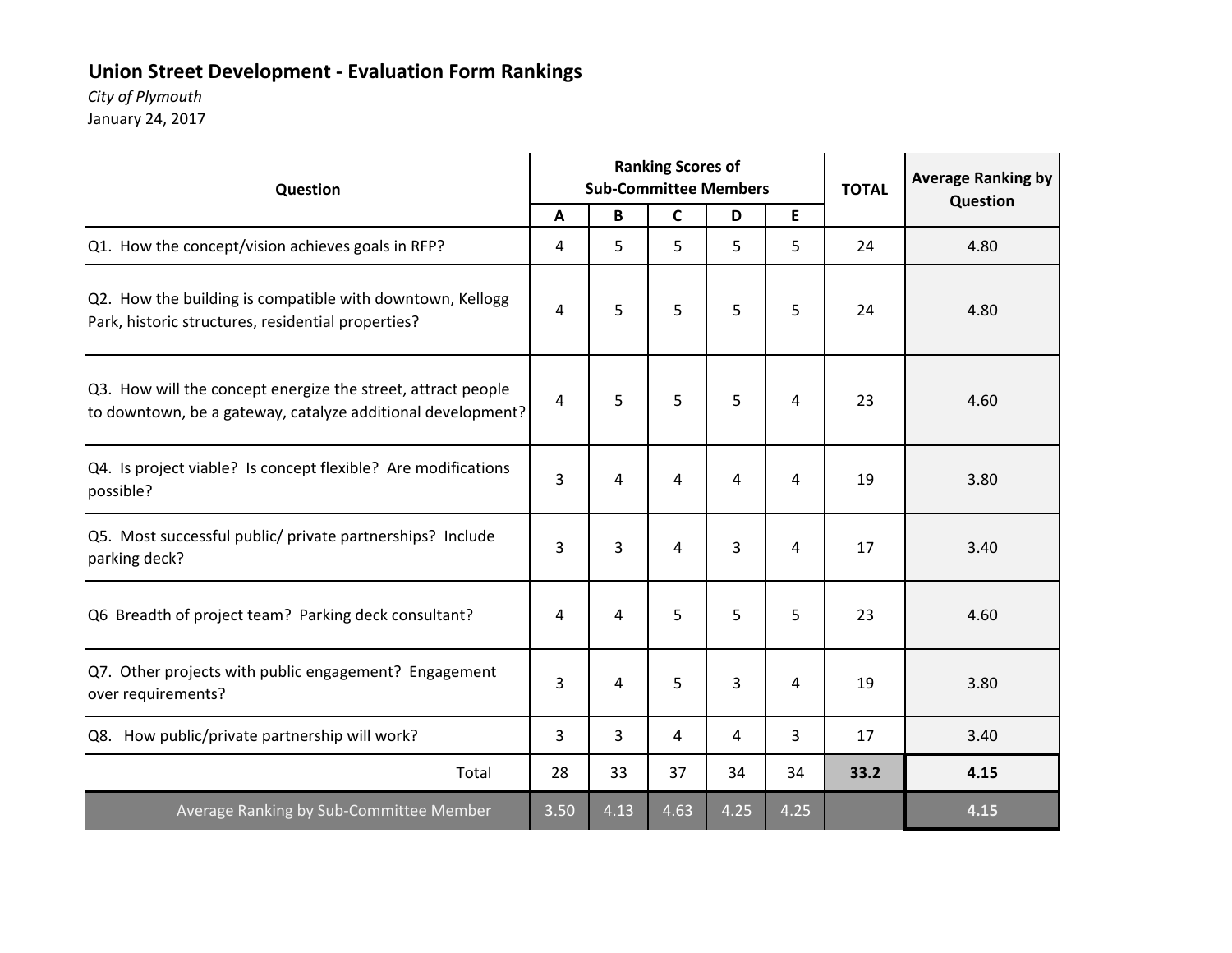## Union Street Development - Evaluation Form Rankings

*City of Plymouth*

January 24, 2017

| Question | Ranking Scores of Sub-Committee Members | | | | | TOTAL | Average Ranking by Question |
|---|---|---|---|---|---|---|---|
| | A | B | C | D | E | | |
| Q1. How the concept/vision achieves goals in RFP? | 4 | 5 | 5 | 5 | 5 | 24 | 4.80 |
| Q2. How the building is compatible with downtown, Kellogg Park, historic structures, residential properties? | 4 | 5 | 5 | 5 | 5 | 24 | 4.80 |
| Q3. How will the concept energize the street, attract people to downtown, be a gateway, catalyze additional development? | 4 | 5 | 5 | 5 | 4 | 23 | 4.60 |
| Q4. Is project viable? Is concept flexible? Are modifications possible? | 3 | 4 | 4 | 4 | 4 | 19 | 3.80 |
| Q5. Most successful public/ private partnerships? Include parking deck? | 3 | 3 | 4 | 3 | 4 | 17 | 3.40 |
| Q6 Breadth of project team? Parking deck consultant? | 4 | 4 | 5 | 5 | 5 | 23 | 4.60 |
| Q7. Other projects with public engagement? Engagement over requirements? | 3 | 4 | 5 | 3 | 4 | 19 | 3.80 |
| Q8. How public/private partnership will work? | 3 | 3 | 4 | 4 | 3 | 17 | 3.40 |
| Total | 28 | 33 | 37 | 34 | 34 | **33.2** | **4.15** |
| Average Ranking by Sub-Committee Member | 3.50 | 4.13 | 4.63 | 4.25 | 4.25 | | **4.15** |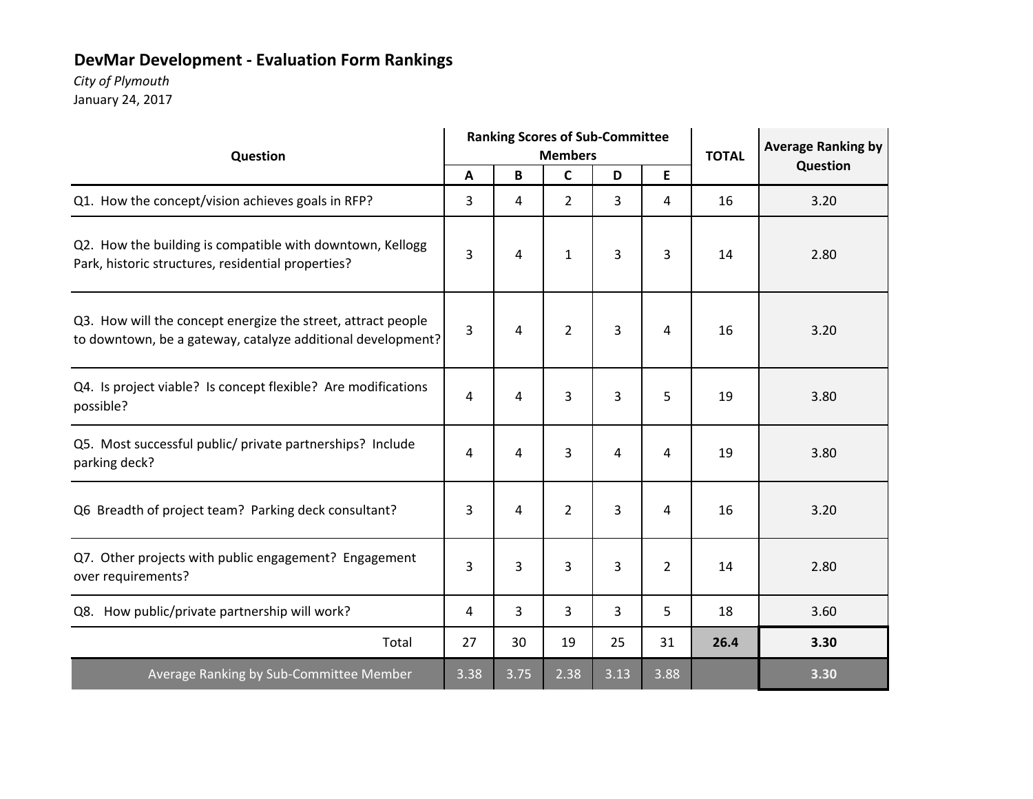## DevMar Development - Evaluation Form Rankings

*City of Plymouth*

January 24, 2017

| Question | Ranking Scores of Sub-Committee Members | | | | | TOTAL | Average Ranking by Question |
|---|---|---|---|---|---|---|---|
| | A | B | C | D | E | | |
| Q1. How the concept/vision achieves goals in RFP? | 3 | 4 | 2 | 3 | 4 | 16 | 3.20 |
| Q2. How the building is compatible with downtown, Kellogg Park, historic structures, residential properties? | 3 | 4 | 1 | 3 | 3 | 14 | 2.80 |
| Q3. How will the concept energize the street, attract people to downtown, be a gateway, catalyze additional development? | 3 | 4 | 2 | 3 | 4 | 16 | 3.20 |
| Q4. Is project viable? Is concept flexible? Are modifications possible? | 4 | 4 | 3 | 3 | 5 | 19 | 3.80 |
| Q5. Most successful public/ private partnerships? Include parking deck? | 4 | 4 | 3 | 4 | 4 | 19 | 3.80 |
| Q6 Breadth of project team? Parking deck consultant? | 3 | 4 | 2 | 3 | 4 | 16 | 3.20 |
| Q7. Other projects with public engagement? Engagement over requirements? | 3 | 3 | 3 | 3 | 2 | 14 | 2.80 |
| Q8. How public/private partnership will work? | 4 | 3 | 3 | 3 | 5 | 18 | 3.60 |
| Total | 27 | 30 | 19 | 25 | 31 | **26.4** | **3.30** |
| Average Ranking by Sub-Committee Member | 3.38 | 3.75 | 2.38 | 3.13 | 3.88 | | **3.30** |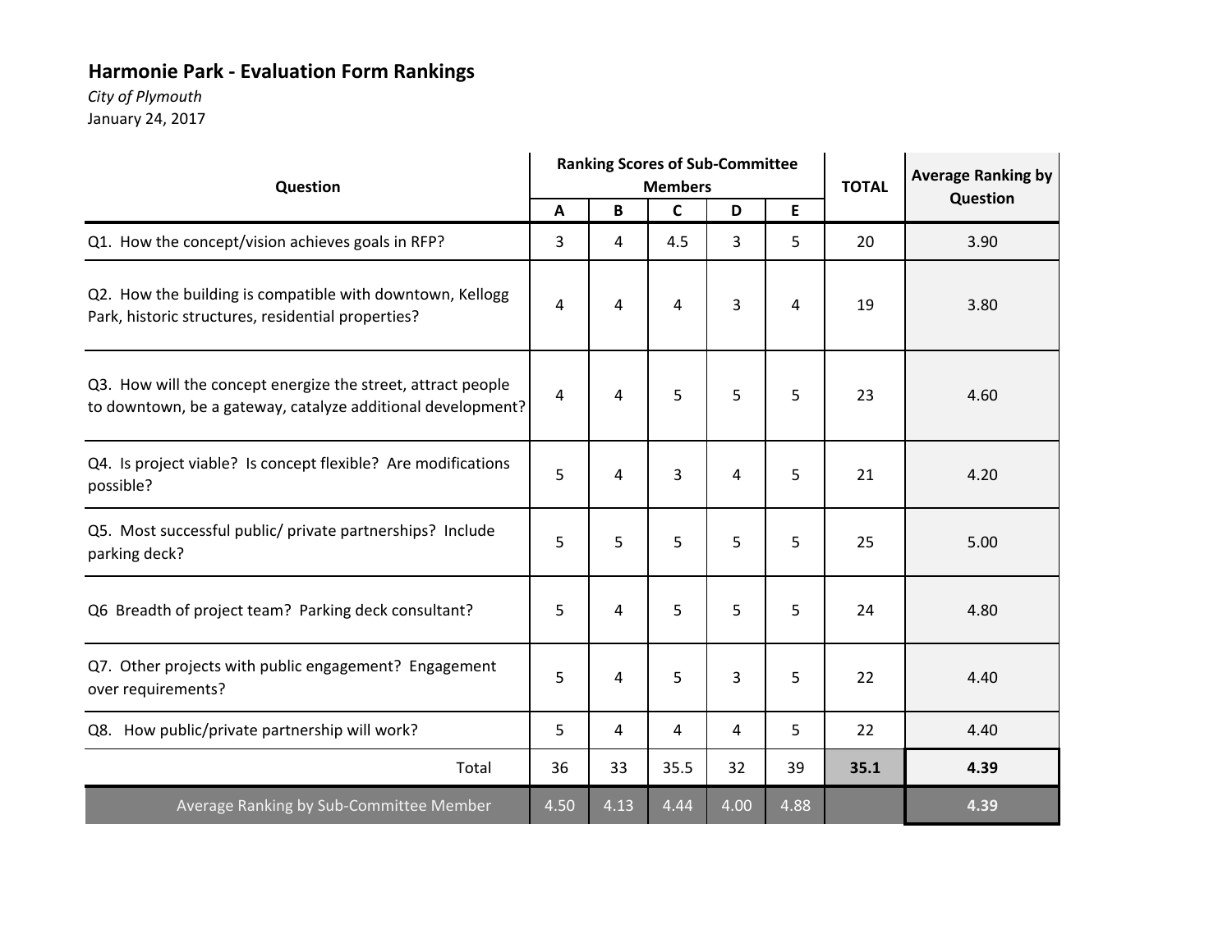# Harmonie Park - Evaluation Form Rankings

*City of Plymouth*

January 24, 2017

| Question | Ranking Scores of Sub-Committee Members | | | | | TOTAL | Average Ranking by Question |
|---|---|---|---|---|---|---|---|
| | A | B | C | D | E | | |
| Q1. How the concept/vision achieves goals in RFP? | 3 | 4 | 4.5 | 3 | 5 | 20 | 3.90 |
| Q2. How the building is compatible with downtown, Kellogg Park, historic structures, residential properties? | 4 | 4 | 4 | 3 | 4 | 19 | 3.80 |
| Q3. How will the concept energize the street, attract people to downtown, be a gateway, catalyze additional development? | 4 | 4 | 5 | 5 | 5 | 23 | 4.60 |
| Q4. Is project viable? Is concept flexible? Are modifications possible? | 5 | 4 | 3 | 4 | 5 | 21 | 4.20 |
| Q5. Most successful public/ private partnerships? Include parking deck? | 5 | 5 | 5 | 5 | 5 | 25 | 5.00 |
| Q6 Breadth of project team? Parking deck consultant? | 5 | 4 | 5 | 5 | 5 | 24 | 4.80 |
| Q7. Other projects with public engagement? Engagement over requirements? | 5 | 4 | 5 | 3 | 5 | 22 | 4.40 |
| Q8. How public/private partnership will work? | 5 | 4 | 4 | 4 | 5 | 22 | 4.40 |
| Total | 36 | 33 | 35.5 | 32 | 39 | **35.1** | **4.39** |
| Average Ranking by Sub-Committee Member | 4.50 | 4.13 | 4.44 | 4.00 | 4.88 | | **4.39** |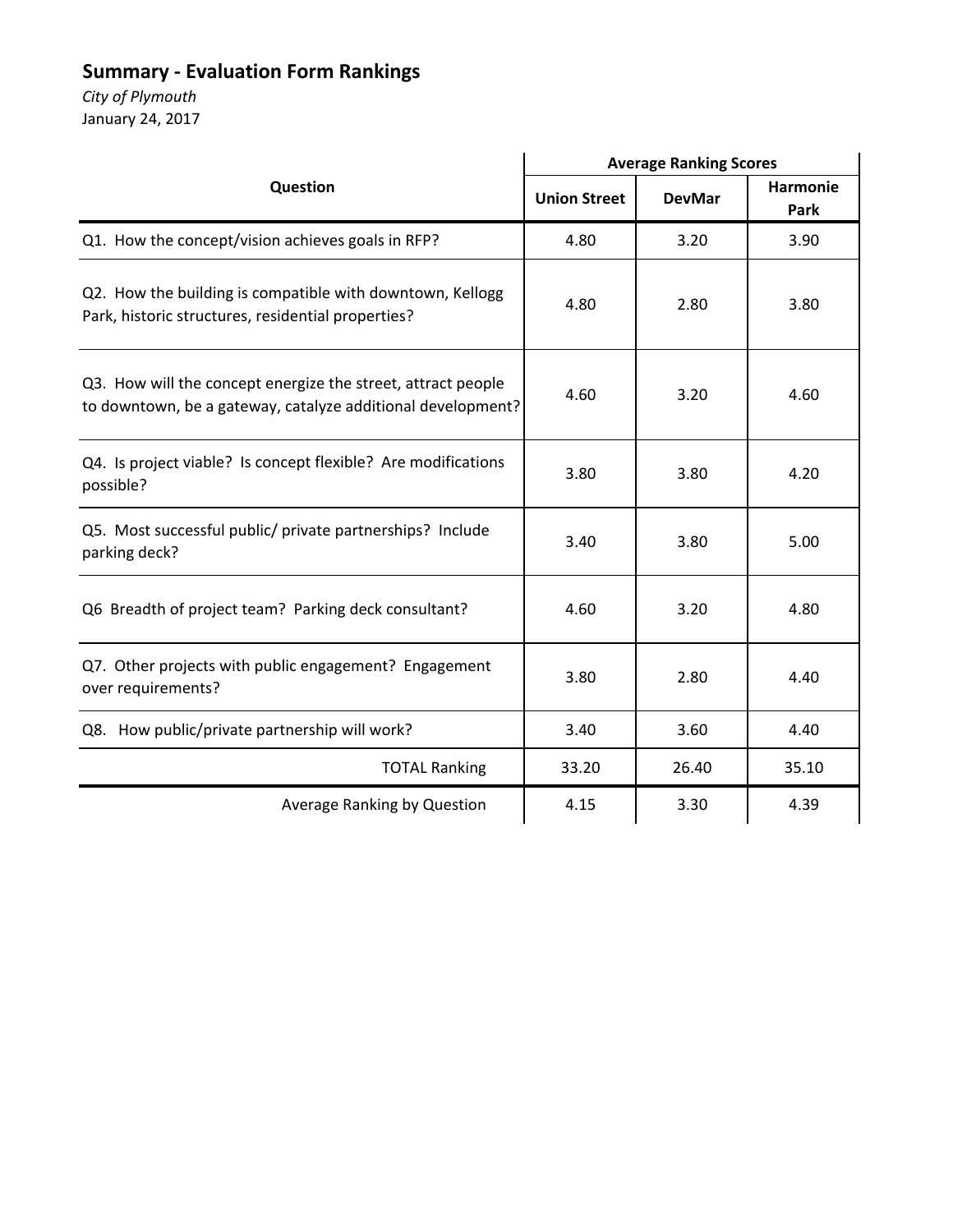## Summary - Evaluation Form Rankings

*City of Plymouth*

January 24, 2017

| Question | Average Ranking Scores | | |
|---|---|---|---|
| | Union Street | DevMar | Harmonie Park |
| Q1. How the concept/vision achieves goals in RFP? | 4.80 | 3.20 | 3.90 |
| Q2. How the building is compatible with downtown, Kellogg Park, historic structures, residential properties? | 4.80 | 2.80 | 3.80 |
| Q3. How will the concept energize the street, attract people to downtown, be a gateway, catalyze additional development? | 4.60 | 3.20 | 4.60 |
| Q4. Is project viable? Is concept flexible? Are modifications possible? | 3.80 | 3.80 | 4.20 |
| Q5. Most successful public/ private partnerships? Include parking deck? | 3.40 | 3.80 | 5.00 |
| Q6 Breadth of project team? Parking deck consultant? | 4.60 | 3.20 | 4.80 |
| Q7. Other projects with public engagement? Engagement over requirements? | 3.80 | 2.80 | 4.40 |
| Q8. How public/private partnership will work? | 3.40 | 3.60 | 4.40 |
| TOTAL Ranking | 33.20 | 26.40 | 35.10 |
| Average Ranking by Question | 4.15 | 3.30 | 4.39 |